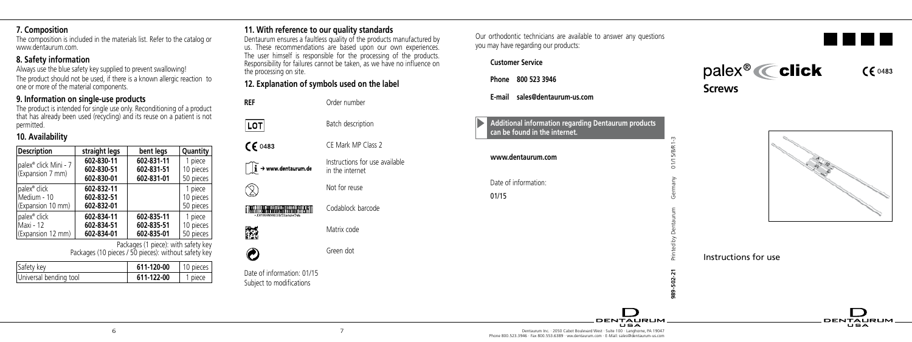## 7. Composition

The composition is included in the materials list. Refer to the catalog or www.dentaurum.com.

## 8. Safety information

Always use the blue safety key supplied to prevent swallowing!

The product should not be used, if there is a known allergic reaction to one or more of the material components.

## 9. Information on single-use products

The product is intended for single use only. Reconditioning of a product that has already been used (recycling) and its reuse on a patient is not permitted.

## 10. Availability

| Description | straight legs | bent legs | Quantity |
|---|---|---|---|
| palex® click Mini - 7 (Expansion 7 mm) | 602-830-11 | 602-831-11 | 1 piece |
| | 602-830-51 | 602-831-51 | 10 pieces |
| | 602-830-01 | 602-831-01 | 50 pieces |
| palex® click Medium - 10 (Expansion 10 mm) | 602-832-11 | | 1 piece |
| | 602-832-51 | | 10 pieces |
| | 602-832-01 | | 50 pieces |
| palex® click Maxi - 12 (Expansion 12 mm) | 602-834-11 | 602-835-11 | 1 piece |
| | 602-834-51 | 602-835-51 | 10 pieces |
| | 602-834-01 | 602-835-01 | 50 pieces |

Packages (1 piece): with safety key
Packages (10 pieces / 50 pieces): without safety key

| Safety key | 611-120-00 | 10 pieces |
|---|---|---|
| Universal bending tool | 611-122-00 | 1 piece |

## 11. With reference to our quality standards

Dentaurum ensures a faultless quality of the products manufactured by us. These recommendations are based upon our own experiences. The user himself is responsible for the processing of the products. Responsibility for failures cannot be taken, as we have no influence on the processing on site.

## 12. Explanation of symbols used on the label

| Symbol | Meaning |
|---|---|
| REF | Order number |
| LOT | Batch description |
| CE 0483 | CE Mark MP Class 2 |
| i → www.dentaurum.de | Instructions for use available in the internet |
| (Not for reuse symbol) | Not for reuse |
| (Codablock barcode) | Codablock barcode |
| (Matrix code) | Matrix code |
| (Green dot) | Green dot |

Date of information: 01/15
Subject to modifications

Our orthodontic technicians are available to answer any questions you may have regarding our products:

**Customer Service**

**Phone 800 523 3946**

**E-mail sales@dentaurum-us.com**

**Additional information regarding Dentaurum products can be found in the internet.**

**www.dentaurum.com**

Date of information:
01/15

**989-502-21** Printed by Dentaurum Germany 01/15/B/R1-3

DENTAURUM USA

Dentaurum Inc. · 2050 Cabot Boulevard West · Suite 100 · Langhorne, PA 19047
Phone 800.523.3946 · Fax 800.553.6389 · www.dentaurum.com · E-Mail: sales@dentaurum-us.com

# palex® click Screws

CE 0483

Instructions for use

DENTAURUM USA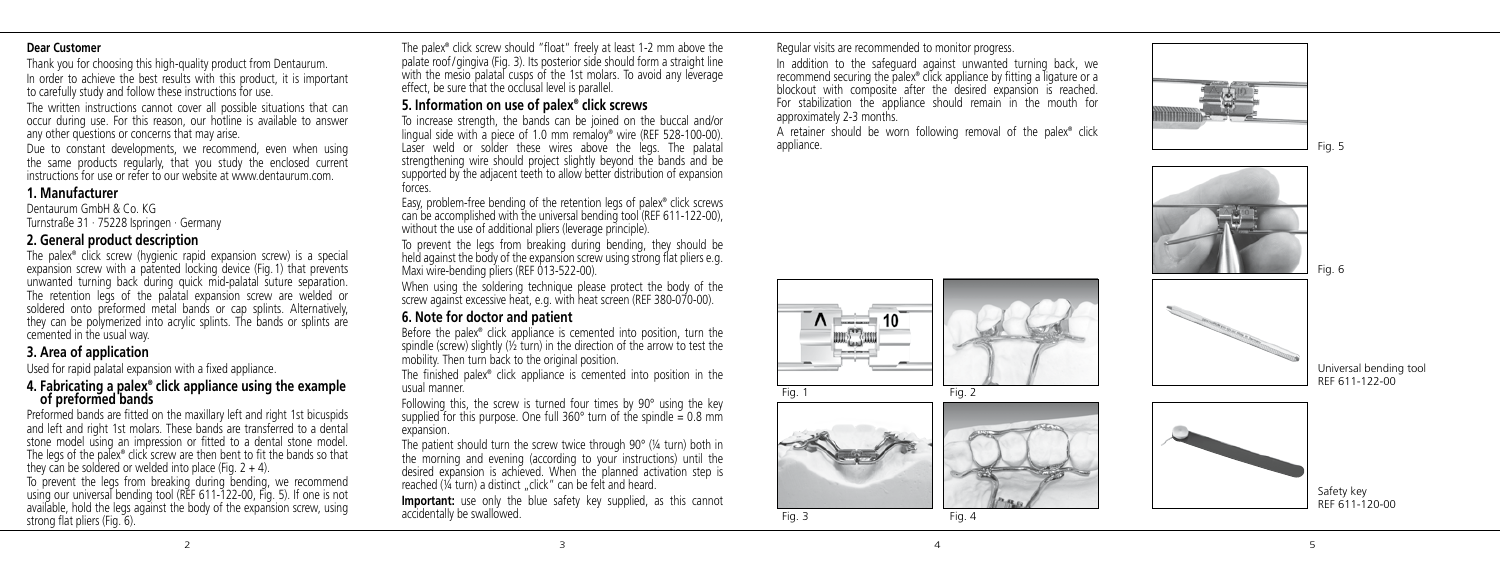**Dear Customer**

Thank you for choosing this high-quality product from Dentaurum. In order to achieve the best results with this product, it is important to carefully study and follow these instructions for use.

The written instructions cannot cover all possible situations that can occur during use. For this reason, our hotline is available to answer any other questions or concerns that may arise.

Due to constant developments, we recommend, even when using the same products regularly, that you study the enclosed current instructions for use or refer to our website at www.dentaurum.com.

## 1. Manufacturer

Dentaurum GmbH & Co. KG
Turnstraße 31 · 75228 Ispringen · Germany

## 2. General product description

The palex® click screw (hygienic rapid expansion screw) is a special expansion screw with a patented locking device (Fig. 1) that prevents unwanted turning back during quick mid-palatal suture separation. The retention legs of the palatal expansion screw are welded or soldered onto preformed metal bands or cap splints. Alternatively, they can be polymerized into acrylic splints. The bands or splints are cemented in the usual way.

## 3. Area of application

Used for rapid palatal expansion with a fixed appliance.

## 4. Fabricating a palex® click appliance using the example of preformed bands

Preformed bands are fitted on the maxillary left and right 1st bicuspids and left and right 1st molars. These bands are transferred to a dental stone model using an impression or fitted to a dental stone model. The legs of the palex® click screw are then bent to fit the bands so that they can be soldered or welded into place (Fig. 2 + 4).

To prevent the legs from breaking during bending, we recommend using our universal bending tool (REF 611-122-00, Fig. 5). If one is not available, hold the legs against the body of the expansion screw, using strong flat pliers (Fig. 6).

The palex® click screw should "float" freely at least 1-2 mm above the palate roof / gingiva (Fig. 3). Its posterior side should form a straight line with the mesio palatal cusps of the 1st molars. To avoid any leverage effect, be sure that the occlusal level is parallel.

## 5. Information on use of palex® click screws

To increase strength, the bands can be joined on the buccal and/or lingual side with a piece of 1.0 mm remaloy® wire (REF 528-100-00). Laser weld or solder these wires above the legs. The palatal strengthening wire should project slightly beyond the bands and be supported by the adjacent teeth to allow better distribution of expansion forces.

Easy, problem-free bending of the retention legs of palex® click screws can be accomplished with the universal bending tool (REF 611-122-00), without the use of additional pliers (leverage principle).

To prevent the legs from breaking during bending, they should be held against the body of the expansion screw using strong flat pliers e.g. Maxi wire-bending pliers (REF 013-522-00).

When using the soldering technique please protect the body of the screw against excessive heat, e.g. with heat screen (REF 380-070-00).

## 6. Note for doctor and patient

Before the palex® click appliance is cemented into position, turn the spindle (screw) slightly (½ turn) in the direction of the arrow to test the mobility. Then turn back to the original position.

The finished palex® click appliance is cemented into position in the usual manner.

Following this, the screw is turned four times by 90° using the key supplied for this purpose. One full 360° turn of the spindle = 0.8 mm expansion.

The patient should turn the screw twice through 90° (¼ turn) both in the morning and evening (according to your instructions) until the desired expansion is achieved. When the planned activation step is reached (¼ turn) a distinct „click" can be felt and heard.

**Important:** use only the blue safety key supplied, as this cannot accidentally be swallowed.

Regular visits are recommended to monitor progress.

In addition to the safeguard against unwanted turning back, we recommend securing the palex® click appliance by fitting a ligature or a blockout with composite after the desired expansion is reached. For stabilization the appliance should remain in the mouth for approximately 2-3 months.

A retainer should be worn following removal of the palex® click appliance.

Fig. 1

Fig. 2

Fig. 3

Fig. 4

Fig. 5

Fig. 6

Universal bending tool
REF 611-122-00

Safety key
REF 611-120-00